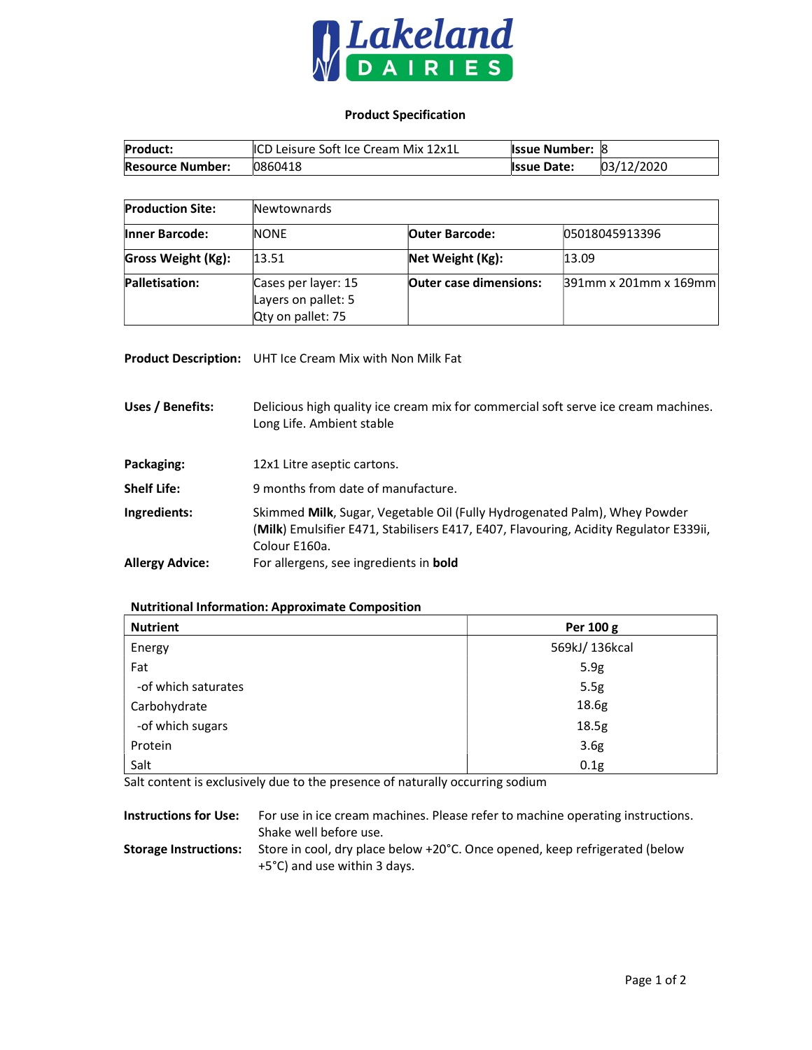Lakeland DAIRIES

## Product Specification

| **Product:** | ICD Leisure Soft Ice Cream Mix 12x1L | **Issue Number:** | 8 |
|---|---|---|---|
| **Resource Number:** | 0860418 | **Issue Date:** | 03/12/2020 |

| **Production Site:** | Newtownards | | |
|---|---|---|---|
| **Inner Barcode:** | NONE | **Outer Barcode:** | 05018045913396 |
| **Gross Weight (Kg):** | 13.51 | **Net Weight (Kg):** | 13.09 |
| **Palletisation:** | Cases per layer: 15<br>Layers on pallet: 5<br>Qty on pallet: 75 | **Outer case dimensions:** | 391mm x 201mm x 169mm |

**Product Description:** UHT Ice Cream Mix with Non Milk Fat

**Uses / Benefits:** Delicious high quality ice cream mix for commercial soft serve ice cream machines. Long Life. Ambient stable

**Packaging:** 12x1 Litre aseptic cartons.

**Shelf Life:** 9 months from date of manufacture.

**Ingredients:** Skimmed **Milk**, Sugar, Vegetable Oil (Fully Hydrogenated Palm), Whey Powder (**Milk**) Emulsifier E471, Stabilisers E417, E407, Flavouring, Acidity Regulator E339ii, Colour E160a.

**Allergy Advice:** For allergens, see ingredients in **bold**

### Nutritional Information: Approximate Composition

| **Nutrient** | **Per 100 g** |
|---|---|
| Energy | 569kJ/ 136kcal |
| Fat | 5.9g |
| -of which saturates | 5.5g |
| Carbohydrate | 18.6g |
| -of which sugars | 18.5g |
| Protein | 3.6g |
| Salt | 0.1g |

Salt content is exclusively due to the presence of naturally occurring sodium

**Instructions for Use:** For use in ice cream machines. Please refer to machine operating instructions. Shake well before use.

**Storage Instructions:** Store in cool, dry place below +20°C. Once opened, keep refrigerated (below +5°C) and use within 3 days.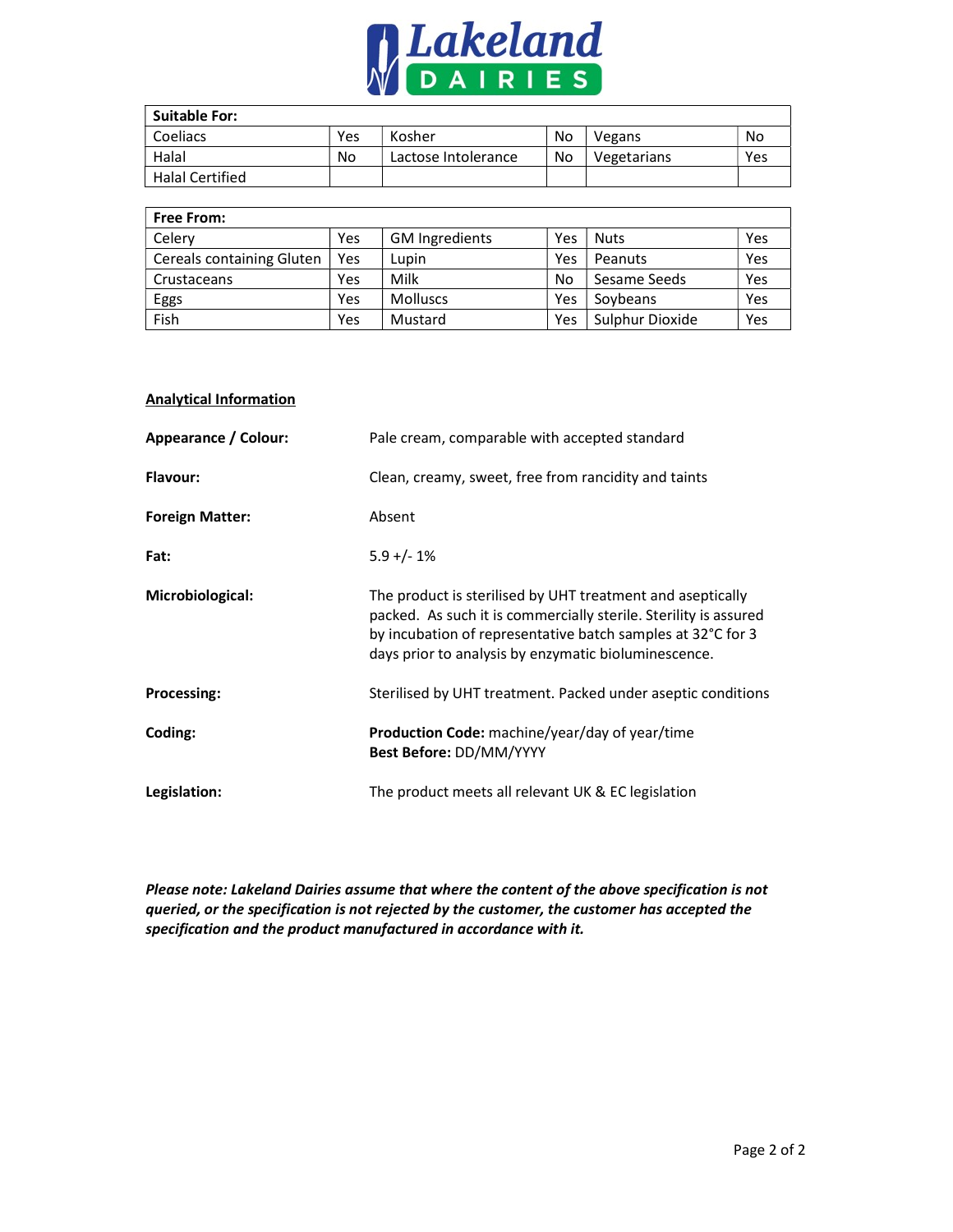| Suitable For: | | | | | |
|---|---|---|---|---|---|
| Coeliacs | Yes | Kosher | No | Vegans | No |
| Halal | No | Lactose Intolerance | No | Vegetarians | Yes |
| Halal Certified | | | | | |

| Free From: | | | | | |
|---|---|---|---|---|---|
| Celery | Yes | GM Ingredients | Yes | Nuts | Yes |
| Cereals containing Gluten | Yes | Lupin | Yes | Peanuts | Yes |
| Crustaceans | Yes | Milk | No | Sesame Seeds | Yes |
| Eggs | Yes | Molluscs | Yes | Soybeans | Yes |
| Fish | Yes | Mustard | Yes | Sulphur Dioxide | Yes |

## Analytical Information

**Appearance / Colour:** Pale cream, comparable with accepted standard

**Flavour:** Clean, creamy, sweet, free from rancidity and taints

**Foreign Matter:** Absent

**Fat:** 5.9 +/- 1%

**Microbiological:** The product is sterilised by UHT treatment and aseptically packed. As such it is commercially sterile. Sterility is assured by incubation of representative batch samples at 32°C for 3 days prior to analysis by enzymatic bioluminescence.

**Processing:** Sterilised by UHT treatment. Packed under aseptic conditions

**Coding:** **Production Code:** machine/year/day of year/time
**Best Before:** DD/MM/YYYY

**Legislation:** The product meets all relevant UK & EC legislation

***Please note: Lakeland Dairies assume that where the content of the above specification is not queried, or the specification is not rejected by the customer, the customer has accepted the specification and the product manufactured in accordance with it.***